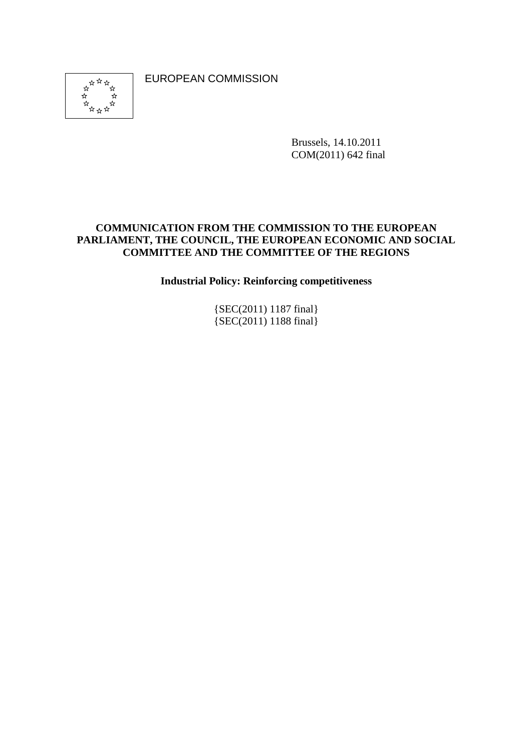EUROPEAN COMMISSION

Brussels, 14.10.2011
COM(2011) 642 final

**COMMUNICATION FROM THE COMMISSION TO THE EUROPEAN PARLIAMENT, THE COUNCIL, THE EUROPEAN ECONOMIC AND SOCIAL COMMITTEE AND THE COMMITTEE OF THE REGIONS**

**Industrial Policy: Reinforcing competitiveness**

{SEC(2011) 1187 final}
{SEC(2011) 1188 final}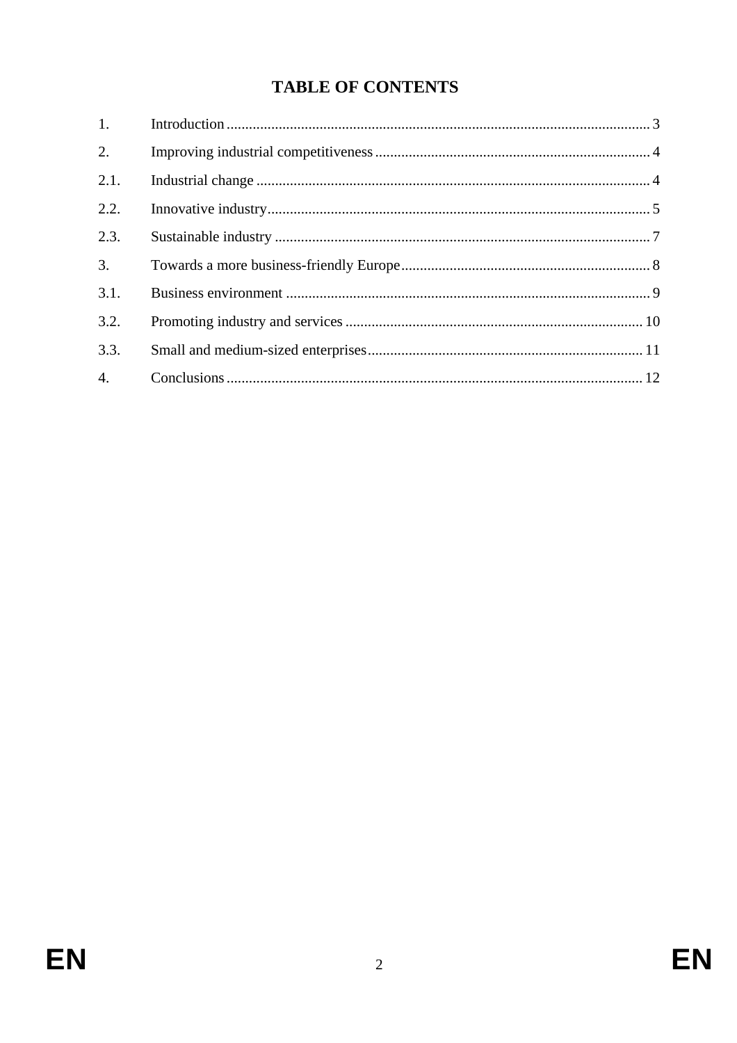# TABLE OF CONTENTS

| | | |
|---|---|---|
| 1. | Introduction | 3 |
| 2. | Improving industrial competitiveness | 4 |
| 2.1. | Industrial change | 4 |
| 2.2. | Innovative industry | 5 |
| 2.3. | Sustainable industry | 7 |
| 3. | Towards a more business-friendly Europe | 8 |
| 3.1. | Business environment | 9 |
| 3.2. | Promoting industry and services | 10 |
| 3.3. | Small and medium-sized enterprises | 11 |
| 4. | Conclusions | 12 |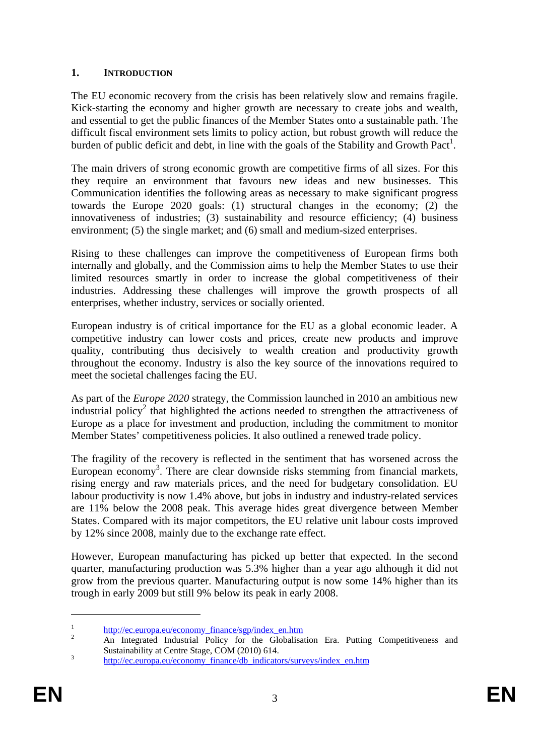## 1. INTRODUCTION

The EU economic recovery from the crisis has been relatively slow and remains fragile. Kick-starting the economy and higher growth are necessary to create jobs and wealth, and essential to get the public finances of the Member States onto a sustainable path. The difficult fiscal environment sets limits to policy action, but robust growth will reduce the burden of public deficit and debt, in line with the goals of the Stability and Growth Pact[1].

The main drivers of strong economic growth are competitive firms of all sizes. For this they require an environment that favours new ideas and new businesses. This Communication identifies the following areas as necessary to make significant progress towards the Europe 2020 goals: (1) structural changes in the economy; (2) the innovativeness of industries; (3) sustainability and resource efficiency; (4) business environment; (5) the single market; and (6) small and medium-sized enterprises.

Rising to these challenges can improve the competitiveness of European firms both internally and globally, and the Commission aims to help the Member States to use their limited resources smartly in order to increase the global competitiveness of their industries. Addressing these challenges will improve the growth prospects of all enterprises, whether industry, services or socially oriented.

European industry is of critical importance for the EU as a global economic leader. A competitive industry can lower costs and prices, create new products and improve quality, contributing thus decisively to wealth creation and productivity growth throughout the economy. Industry is also the key source of the innovations required to meet the societal challenges facing the EU.

As part of the *Europe 2020* strategy, the Commission launched in 2010 an ambitious new industrial policy[2] that highlighted the actions needed to strengthen the attractiveness of Europe as a place for investment and production, including the commitment to monitor Member States' competitiveness policies. It also outlined a renewed trade policy.

The fragility of the recovery is reflected in the sentiment that has worsened across the European economy[3]. There are clear downside risks stemming from financial markets, rising energy and raw materials prices, and the need for budgetary consolidation. EU labour productivity is now 1.4% above, but jobs in industry and industry-related services are 11% below the 2008 peak. This average hides great divergence between Member States. Compared with its major competitors, the EU relative unit labour costs improved by 12% since 2008, mainly due to the exchange rate effect.

However, European manufacturing has picked up better that expected. In the second quarter, manufacturing production was 5.3% higher than a year ago although it did not grow from the previous quarter. Manufacturing output is now some 14% higher than its trough in early 2009 but still 9% below its peak in early 2008.

---

[1] http://ec.europa.eu/economy_finance/sgp/index_en.htm

[2] An Integrated Industrial Policy for the Globalisation Era. Putting Competitiveness and Sustainability at Centre Stage, COM (2010) 614.

[3] http://ec.europa.eu/economy_finance/db_indicators/surveys/index_en.htm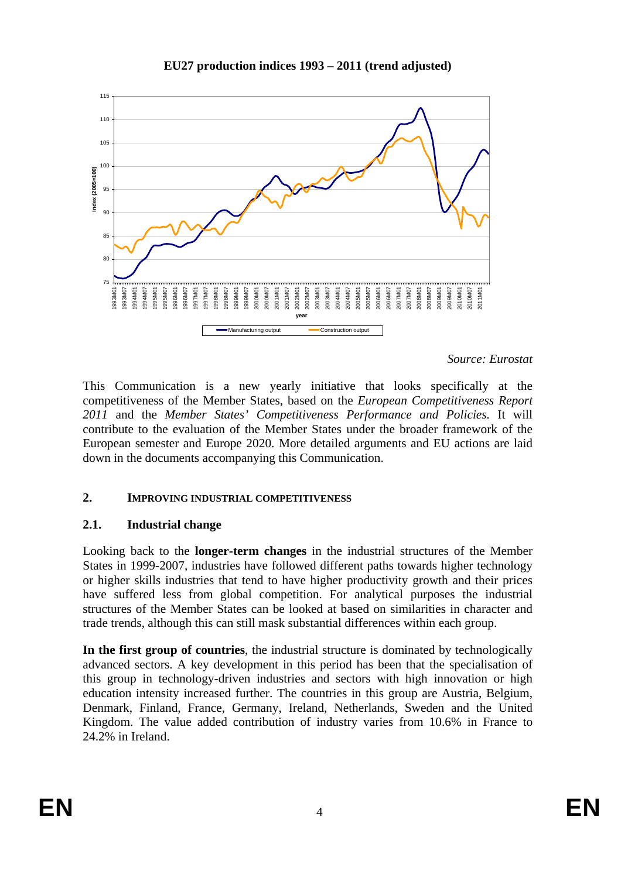**EU27 production indices 1993 – 2011 (trend adjusted)**

*Source: Eurostat*

This Communication is a new yearly initiative that looks specifically at the competitiveness of the Member States, based on the *European Competitiveness Report 2011* and the *Member States' Competitiveness Performance and Policies.* It will contribute to the evaluation of the Member States under the broader framework of the European semester and Europe 2020. More detailed arguments and EU actions are laid down in the documents accompanying this Communication.

## 2. IMPROVING INDUSTRIAL COMPETITIVENESS

### 2.1. Industrial change

Looking back to the **longer-term changes** in the industrial structures of the Member States in 1999-2007, industries have followed different paths towards higher technology or higher skills industries that tend to have higher productivity growth and their prices have suffered less from global competition. For analytical purposes the industrial structures of the Member States can be looked at based on similarities in character and trade trends, although this can still mask substantial differences within each group.

**In the first group of countries**, the industrial structure is dominated by technologically advanced sectors. A key development in this period has been that the specialisation of this group in technology-driven industries and sectors with high innovation or high education intensity increased further. The countries in this group are Austria, Belgium, Denmark, Finland, France, Germany, Ireland, Netherlands, Sweden and the United Kingdom. The value added contribution of industry varies from 10.6% in France to 24.2% in Ireland.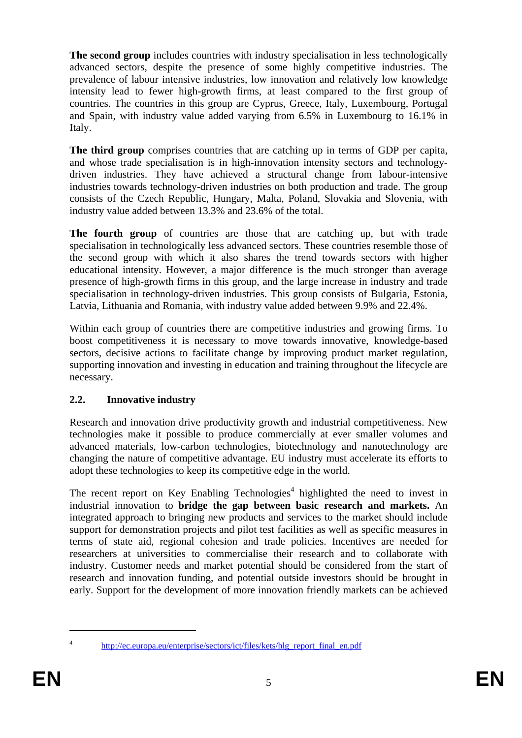**The second group** includes countries with industry specialisation in less technologically advanced sectors, despite the presence of some highly competitive industries. The prevalence of labour intensive industries, low innovation and relatively low knowledge intensity lead to fewer high-growth firms, at least compared to the first group of countries. The countries in this group are Cyprus, Greece, Italy, Luxembourg, Portugal and Spain, with industry value added varying from 6.5% in Luxembourg to 16.1% in Italy.

**The third group** comprises countries that are catching up in terms of GDP per capita, and whose trade specialisation is in high-innovation intensity sectors and technology-driven industries. They have achieved a structural change from labour-intensive industries towards technology-driven industries on both production and trade. The group consists of the Czech Republic, Hungary, Malta, Poland, Slovakia and Slovenia, with industry value added between 13.3% and 23.6% of the total.

**The fourth group** of countries are those that are catching up, but with trade specialisation in technologically less advanced sectors. These countries resemble those of the second group with which it also shares the trend towards sectors with higher educational intensity. However, a major difference is the much stronger than average presence of high-growth firms in this group, and the large increase in industry and trade specialisation in technology-driven industries. This group consists of Bulgaria, Estonia, Latvia, Lithuania and Romania, with industry value added between 9.9% and 22.4%.

Within each group of countries there are competitive industries and growing firms. To boost competitiveness it is necessary to move towards innovative, knowledge-based sectors, decisive actions to facilitate change by improving product market regulation, supporting innovation and investing in education and training throughout the lifecycle are necessary.

## 2.2. Innovative industry

Research and innovation drive productivity growth and industrial competitiveness. New technologies make it possible to produce commercially at ever smaller volumes and advanced materials, low-carbon technologies, biotechnology and nanotechnology are changing the nature of competitive advantage. EU industry must accelerate its efforts to adopt these technologies to keep its competitive edge in the world.

The recent report on Key Enabling Technologies[4] highlighted the need to invest in industrial innovation to **bridge the gap between basic research and markets.** An integrated approach to bringing new products and services to the market should include support for demonstration projects and pilot test facilities as well as specific measures in terms of state aid, regional cohesion and trade policies. Incentives are needed for researchers at universities to commercialise their research and to collaborate with industry. Customer needs and market potential should be considered from the start of research and innovation funding, and potential outside investors should be brought in early. Support for the development of more innovation friendly markets can be achieved

---

[4] http://ec.europa.eu/enterprise/sectors/ict/files/kets/hlg_report_final_en.pdf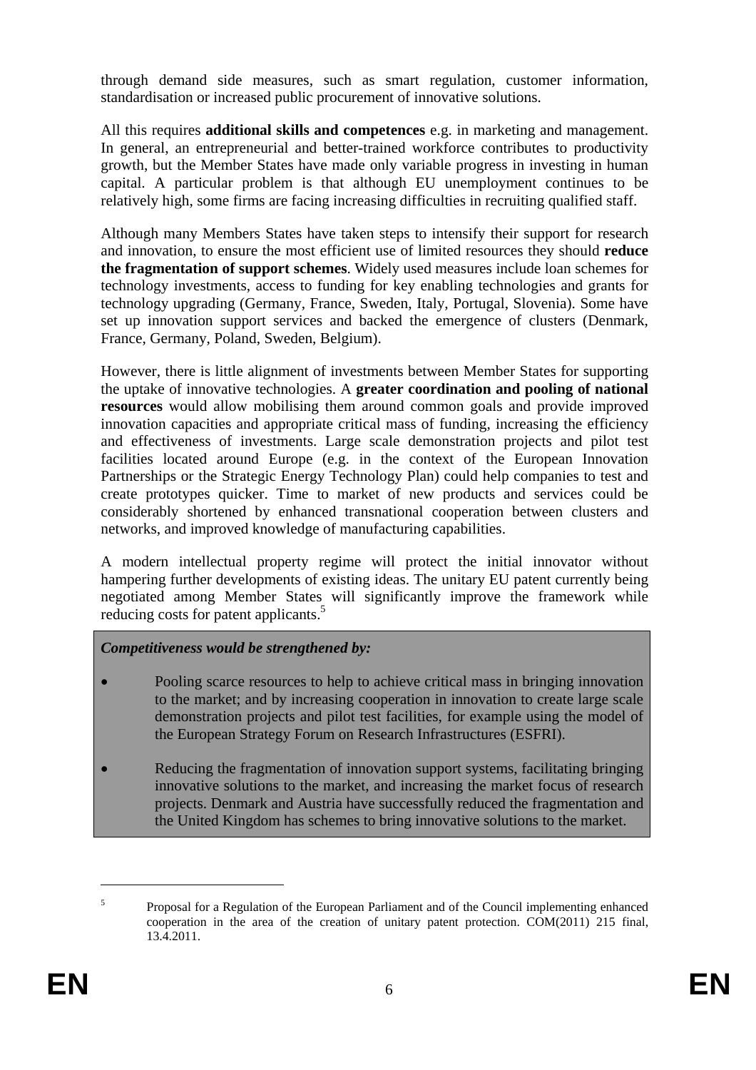through demand side measures, such as smart regulation, customer information, standardisation or increased public procurement of innovative solutions.

All this requires **additional skills and competences** e.g. in marketing and management. In general, an entrepreneurial and better-trained workforce contributes to productivity growth, but the Member States have made only variable progress in investing in human capital. A particular problem is that although EU unemployment continues to be relatively high, some firms are facing increasing difficulties in recruiting qualified staff.

Although many Members States have taken steps to intensify their support for research and innovation, to ensure the most efficient use of limited resources they should **reduce the fragmentation of support schemes**. Widely used measures include loan schemes for technology investments, access to funding for key enabling technologies and grants for technology upgrading (Germany, France, Sweden, Italy, Portugal, Slovenia). Some have set up innovation support services and backed the emergence of clusters (Denmark, France, Germany, Poland, Sweden, Belgium).

However, there is little alignment of investments between Member States for supporting the uptake of innovative technologies. A **greater coordination and pooling of national resources** would allow mobilising them around common goals and provide improved innovation capacities and appropriate critical mass of funding, increasing the efficiency and effectiveness of investments. Large scale demonstration projects and pilot test facilities located around Europe (e.g. in the context of the European Innovation Partnerships or the Strategic Energy Technology Plan) could help companies to test and create prototypes quicker. Time to market of new products and services could be considerably shortened by enhanced transnational cooperation between clusters and networks, and improved knowledge of manufacturing capabilities.

A modern intellectual property regime will protect the initial innovator without hampering further developments of existing ideas. The unitary EU patent currently being negotiated among Member States will significantly improve the framework while reducing costs for patent applicants.[5]

***Competitiveness would be strengthened by:***

- Pooling scarce resources to help to achieve critical mass in bringing innovation to the market; and by increasing cooperation in innovation to create large scale demonstration projects and pilot test facilities, for example using the model of the European Strategy Forum on Research Infrastructures (ESFRI).
- Reducing the fragmentation of innovation support systems, facilitating bringing innovative solutions to the market, and increasing the market focus of research projects. Denmark and Austria have successfully reduced the fragmentation and the United Kingdom has schemes to bring innovative solutions to the market.

---

[5] Proposal for a Regulation of the European Parliament and of the Council implementing enhanced cooperation in the area of the creation of unitary patent protection. COM(2011) 215 final, 13.4.2011.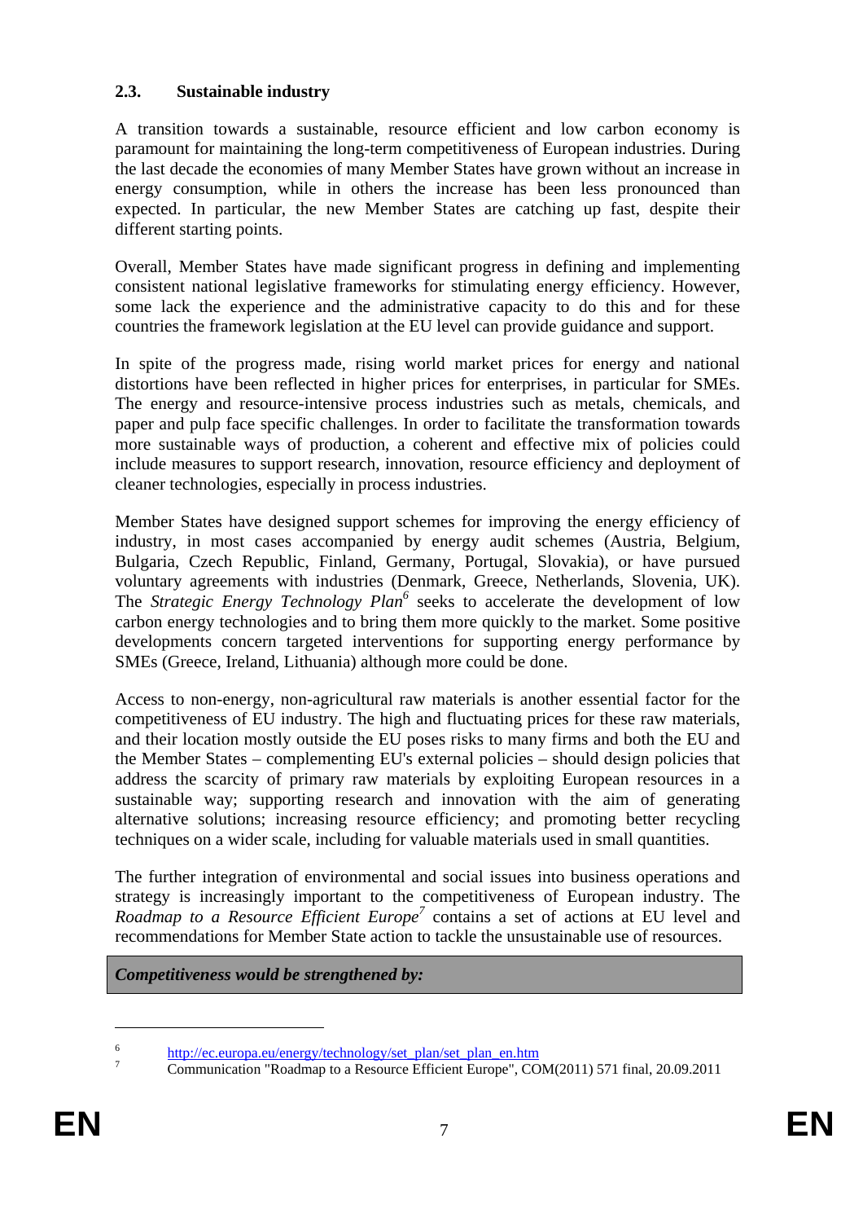### 2.3. Sustainable industry

A transition towards a sustainable, resource efficient and low carbon economy is paramount for maintaining the long-term competitiveness of European industries. During the last decade the economies of many Member States have grown without an increase in energy consumption, while in others the increase has been less pronounced than expected. In particular, the new Member States are catching up fast, despite their different starting points.

Overall, Member States have made significant progress in defining and implementing consistent national legislative frameworks for stimulating energy efficiency. However, some lack the experience and the administrative capacity to do this and for these countries the framework legislation at the EU level can provide guidance and support.

In spite of the progress made, rising world market prices for energy and national distortions have been reflected in higher prices for enterprises, in particular for SMEs. The energy and resource-intensive process industries such as metals, chemicals, and paper and pulp face specific challenges. In order to facilitate the transformation towards more sustainable ways of production, a coherent and effective mix of policies could include measures to support research, innovation, resource efficiency and deployment of cleaner technologies, especially in process industries.

Member States have designed support schemes for improving the energy efficiency of industry, in most cases accompanied by energy audit schemes (Austria, Belgium, Bulgaria, Czech Republic, Finland, Germany, Portugal, Slovakia), or have pursued voluntary agreements with industries (Denmark, Greece, Netherlands, Slovenia, UK). The *Strategic Energy Technology Plan*[6] seeks to accelerate the development of low carbon energy technologies and to bring them more quickly to the market. Some positive developments concern targeted interventions for supporting energy performance by SMEs (Greece, Ireland, Lithuania) although more could be done.

Access to non-energy, non-agricultural raw materials is another essential factor for the competitiveness of EU industry. The high and fluctuating prices for these raw materials, and their location mostly outside the EU poses risks to many firms and both the EU and the Member States – complementing EU's external policies – should design policies that address the scarcity of primary raw materials by exploiting European resources in a sustainable way; supporting research and innovation with the aim of generating alternative solutions; increasing resource efficiency; and promoting better recycling techniques on a wider scale, including for valuable materials used in small quantities.

The further integration of environmental and social issues into business operations and strategy is increasingly important to the competitiveness of European industry. The *Roadmap to a Resource Efficient Europe*[7] contains a set of actions at EU level and recommendations for Member State action to tackle the unsustainable use of resources.

***Competitiveness would be strengthened by:***

---

[6] http://ec.europa.eu/energy/technology/set_plan/set_plan_en.htm

[7] Communication "Roadmap to a Resource Efficient Europe", COM(2011) 571 final, 20.09.2011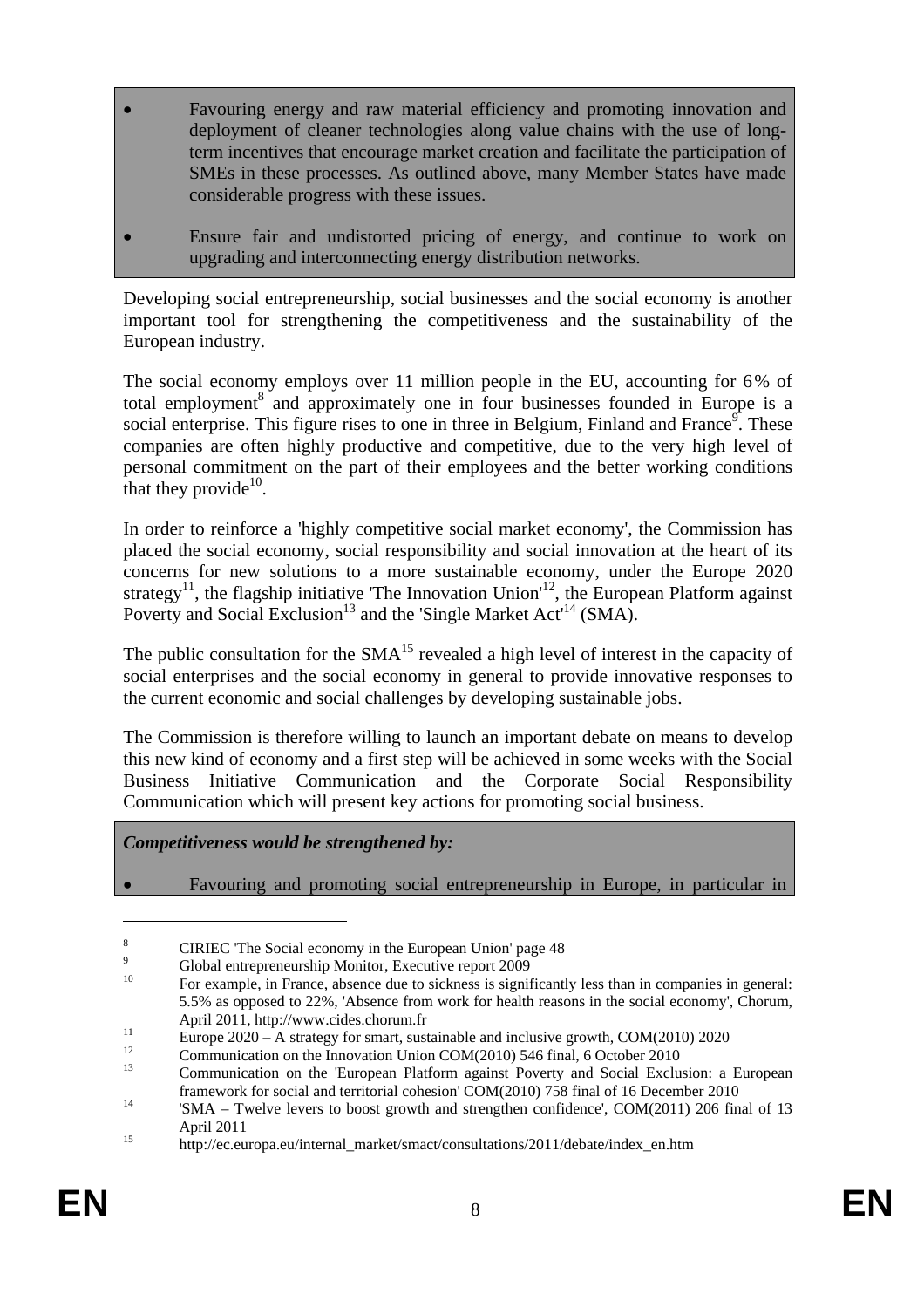- Favouring energy and raw material efficiency and promoting innovation and deployment of cleaner technologies along value chains with the use of long-term incentives that encourage market creation and facilitate the participation of SMEs in these processes. As outlined above, many Member States have made considerable progress with these issues.
- Ensure fair and undistorted pricing of energy, and continue to work on upgrading and interconnecting energy distribution networks.

Developing social entrepreneurship, social businesses and the social economy is another important tool for strengthening the competitiveness and the sustainability of the European industry.

The social economy employs over 11 million people in the EU, accounting for 6% of total employment[8] and approximately one in four businesses founded in Europe is a social enterprise. This figure rises to one in three in Belgium, Finland and France[9]. These companies are often highly productive and competitive, due to the very high level of personal commitment on the part of their employees and the better working conditions that they provide[10].

In order to reinforce a 'highly competitive social market economy', the Commission has placed the social economy, social responsibility and social innovation at the heart of its concerns for new solutions to a more sustainable economy, under the Europe 2020 strategy[11], the flagship initiative 'The Innovation Union'[12], the European Platform against Poverty and Social Exclusion[13] and the 'Single Market Act'[14] (SMA).

The public consultation for the SMA[15] revealed a high level of interest in the capacity of social enterprises and the social economy in general to provide innovative responses to the current economic and social challenges by developing sustainable jobs.

The Commission is therefore willing to launch an important debate on means to develop this new kind of economy and a first step will be achieved in some weeks with the Social Business Initiative Communication and the Corporate Social Responsibility Communication which will present key actions for promoting social business.

***Competitiveness would be strengthened by:***

- Favouring and promoting social entrepreneurship in Europe, in particular in

---

[8] CIRIEC 'The Social economy in the European Union' page 48

[9] Global entrepreneurship Monitor, Executive report 2009

[10] For example, in France, absence due to sickness is significantly less than in companies in general: 5.5% as opposed to 22%, 'Absence from work for health reasons in the social economy', Chorum, April 2011, http://www.cides.chorum.fr

[11] Europe 2020 – A strategy for smart, sustainable and inclusive growth, COM(2010) 2020

[12] Communication on the Innovation Union COM(2010) 546 final, 6 October 2010

[13] Communication on the 'European Platform against Poverty and Social Exclusion: a European framework for social and territorial cohesion' COM(2010) 758 final of 16 December 2010

[14] 'SMA – Twelve levers to boost growth and strengthen confidence', COM(2011) 206 final of 13 April 2011

[15] http://ec.europa.eu/internal_market/smact/consultations/2011/debate/index_en.htm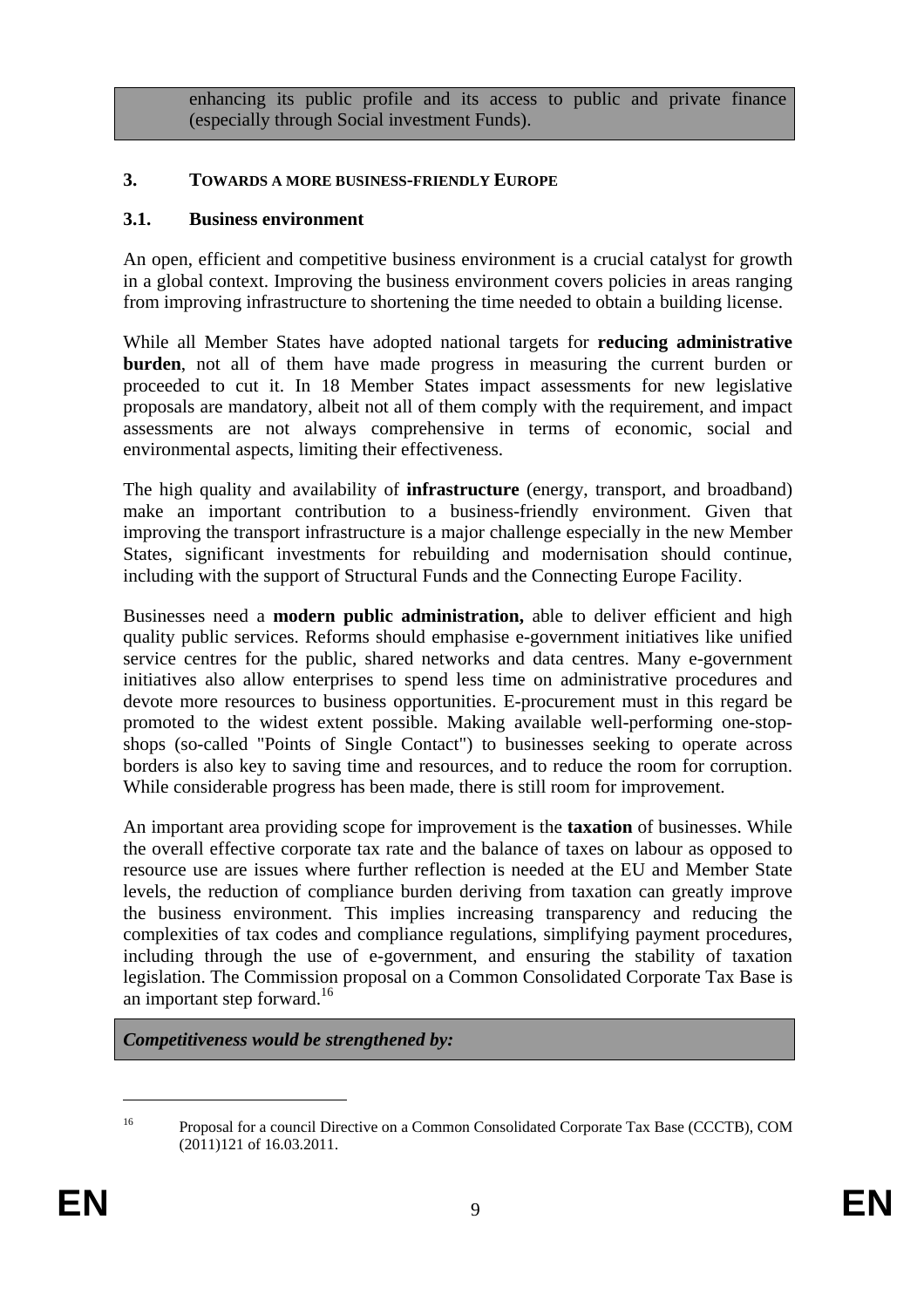enhancing its public profile and its access to public and private finance (especially through Social investment Funds).

## 3. TOWARDS A MORE BUSINESS-FRIENDLY EUROPE

### 3.1. Business environment

An open, efficient and competitive business environment is a crucial catalyst for growth in a global context. Improving the business environment covers policies in areas ranging from improving infrastructure to shortening the time needed to obtain a building license.

While all Member States have adopted national targets for **reducing administrative burden**, not all of them have made progress in measuring the current burden or proceeded to cut it. In 18 Member States impact assessments for new legislative proposals are mandatory, albeit not all of them comply with the requirement, and impact assessments are not always comprehensive in terms of economic, social and environmental aspects, limiting their effectiveness.

The high quality and availability of **infrastructure** (energy, transport, and broadband) make an important contribution to a business-friendly environment. Given that improving the transport infrastructure is a major challenge especially in the new Member States, significant investments for rebuilding and modernisation should continue, including with the support of Structural Funds and the Connecting Europe Facility.

Businesses need a **modern public administration,** able to deliver efficient and high quality public services. Reforms should emphasise e-government initiatives like unified service centres for the public, shared networks and data centres. Many e-government initiatives also allow enterprises to spend less time on administrative procedures and devote more resources to business opportunities. E-procurement must in this regard be promoted to the widest extent possible. Making available well-performing one-stop-shops (so-called "Points of Single Contact") to businesses seeking to operate across borders is also key to saving time and resources, and to reduce the room for corruption. While considerable progress has been made, there is still room for improvement.

An important area providing scope for improvement is the **taxation** of businesses. While the overall effective corporate tax rate and the balance of taxes on labour as opposed to resource use are issues where further reflection is needed at the EU and Member State levels, the reduction of compliance burden deriving from taxation can greatly improve the business environment. This implies increasing transparency and reducing the complexities of tax codes and compliance regulations, simplifying payment procedures, including through the use of e-government, and ensuring the stability of taxation legislation. The Commission proposal on a Common Consolidated Corporate Tax Base is an important step forward.[16]

***Competitiveness would be strengthened by:***

[16] Proposal for a council Directive on a Common Consolidated Corporate Tax Base (CCCTB), COM (2011)121 of 16.03.2011.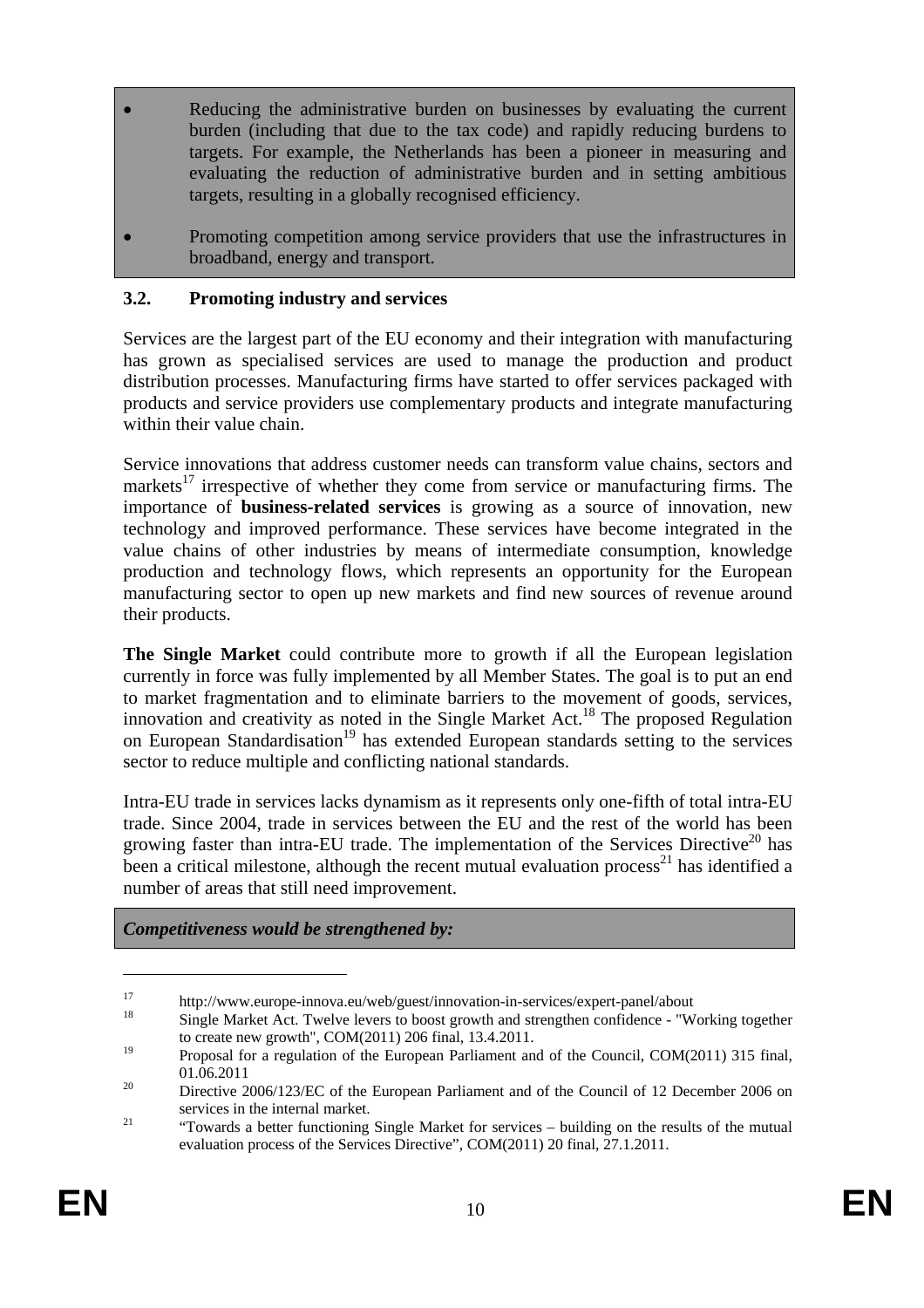- Reducing the administrative burden on businesses by evaluating the current burden (including that due to the tax code) and rapidly reducing burdens to targets. For example, the Netherlands has been a pioneer in measuring and evaluating the reduction of administrative burden and in setting ambitious targets, resulting in a globally recognised efficiency.
- Promoting competition among service providers that use the infrastructures in broadband, energy and transport.

### 3.2. Promoting industry and services

Services are the largest part of the EU economy and their integration with manufacturing has grown as specialised services are used to manage the production and product distribution processes. Manufacturing firms have started to offer services packaged with products and service providers use complementary products and integrate manufacturing within their value chain.

Service innovations that address customer needs can transform value chains, sectors and markets[17] irrespective of whether they come from service or manufacturing firms. The importance of **business-related services** is growing as a source of innovation, new technology and improved performance. These services have become integrated in the value chains of other industries by means of intermediate consumption, knowledge production and technology flows, which represents an opportunity for the European manufacturing sector to open up new markets and find new sources of revenue around their products.

**The Single Market** could contribute more to growth if all the European legislation currently in force was fully implemented by all Member States. The goal is to put an end to market fragmentation and to eliminate barriers to the movement of goods, services, innovation and creativity as noted in the Single Market Act.[18] The proposed Regulation on European Standardisation[19] has extended European standards setting to the services sector to reduce multiple and conflicting national standards.

Intra-EU trade in services lacks dynamism as it represents only one-fifth of total intra-EU trade. Since 2004, trade in services between the EU and the rest of the world has been growing faster than intra-EU trade. The implementation of the Services Directive[20] has been a critical milestone, although the recent mutual evaluation process[21] has identified a number of areas that still need improvement.

***Competitiveness would be strengthened by:***

---

[17] http://www.europe-innova.eu/web/guest/innovation-in-services/expert-panel/about

[18] Single Market Act. Twelve levers to boost growth and strengthen confidence - "Working together to create new growth", COM(2011) 206 final, 13.4.2011.

[19] Proposal for a regulation of the European Parliament and of the Council, COM(2011) 315 final, 01.06.2011

[20] Directive 2006/123/EC of the European Parliament and of the Council of 12 December 2006 on services in the internal market.

[21] "Towards a better functioning Single Market for services – building on the results of the mutual evaluation process of the Services Directive", COM(2011) 20 final, 27.1.2011.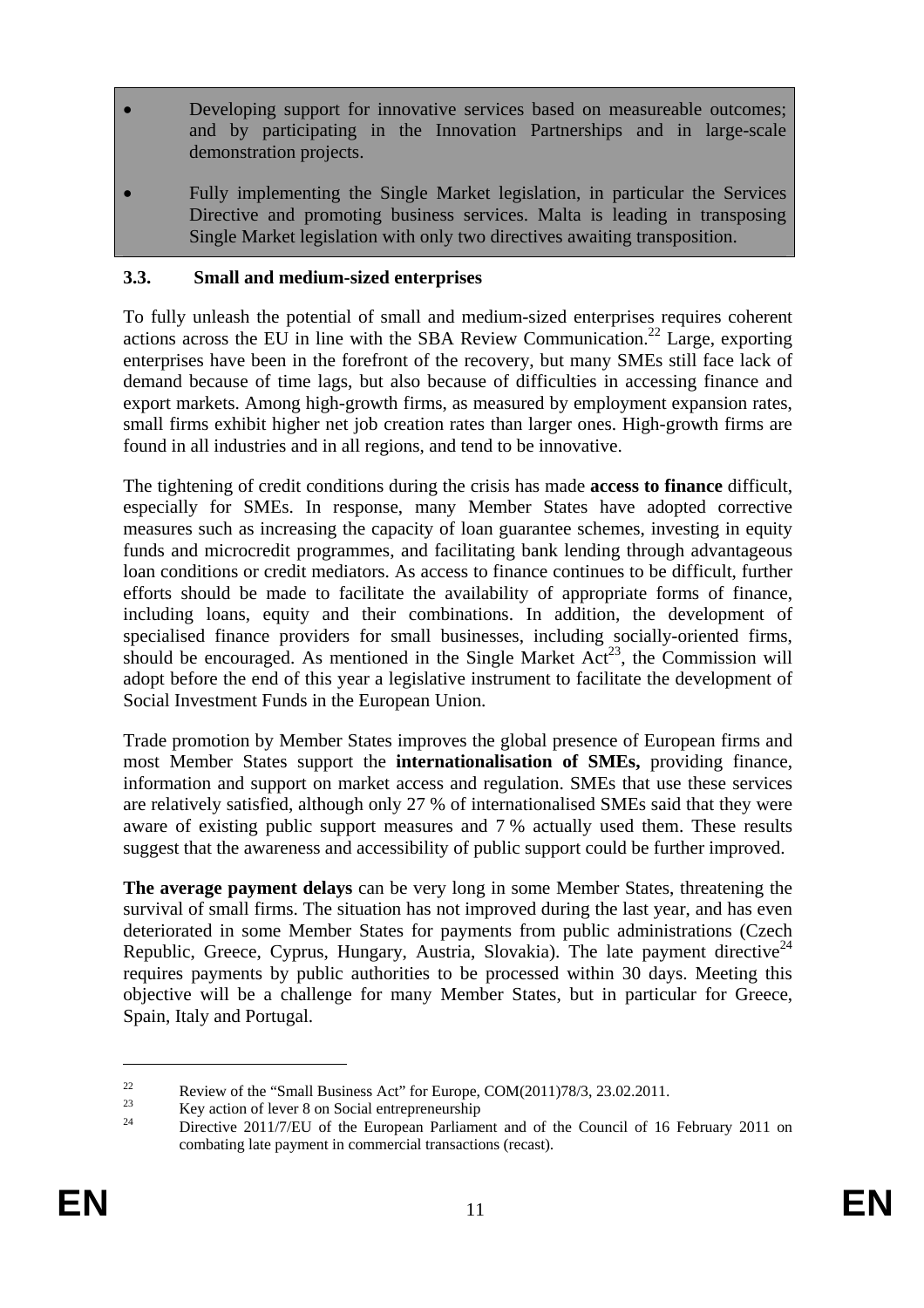- Developing support for innovative services based on measureable outcomes; and by participating in the Innovation Partnerships and in large-scale demonstration projects.
- Fully implementing the Single Market legislation, in particular the Services Directive and promoting business services. Malta is leading in transposing Single Market legislation with only two directives awaiting transposition.

### 3.3. Small and medium-sized enterprises

To fully unleash the potential of small and medium-sized enterprises requires coherent actions across the EU in line with the SBA Review Communication.[22] Large, exporting enterprises have been in the forefront of the recovery, but many SMEs still face lack of demand because of time lags, but also because of difficulties in accessing finance and export markets. Among high-growth firms, as measured by employment expansion rates, small firms exhibit higher net job creation rates than larger ones. High-growth firms are found in all industries and in all regions, and tend to be innovative.

The tightening of credit conditions during the crisis has made **access to finance** difficult, especially for SMEs. In response, many Member States have adopted corrective measures such as increasing the capacity of loan guarantee schemes, investing in equity funds and microcredit programmes, and facilitating bank lending through advantageous loan conditions or credit mediators. As access to finance continues to be difficult, further efforts should be made to facilitate the availability of appropriate forms of finance, including loans, equity and their combinations. In addition, the development of specialised finance providers for small businesses, including socially-oriented firms, should be encouraged. As mentioned in the Single Market Act[23], the Commission will adopt before the end of this year a legislative instrument to facilitate the development of Social Investment Funds in the European Union.

Trade promotion by Member States improves the global presence of European firms and most Member States support the **internationalisation of SMEs,** providing finance, information and support on market access and regulation. SMEs that use these services are relatively satisfied, although only 27 % of internationalised SMEs said that they were aware of existing public support measures and 7 % actually used them. These results suggest that the awareness and accessibility of public support could be further improved.

**The average payment delays** can be very long in some Member States, threatening the survival of small firms. The situation has not improved during the last year, and has even deteriorated in some Member States for payments from public administrations (Czech Republic, Greece, Cyprus, Hungary, Austria, Slovakia). The late payment directive[24] requires payments by public authorities to be processed within 30 days. Meeting this objective will be a challenge for many Member States, but in particular for Greece, Spain, Italy and Portugal.

---

[22] Review of the "Small Business Act" for Europe, COM(2011)78/3, 23.02.2011.

[23] Key action of lever 8 on Social entrepreneurship

[24] Directive 2011/7/EU of the European Parliament and of the Council of 16 February 2011 on combating late payment in commercial transactions (recast).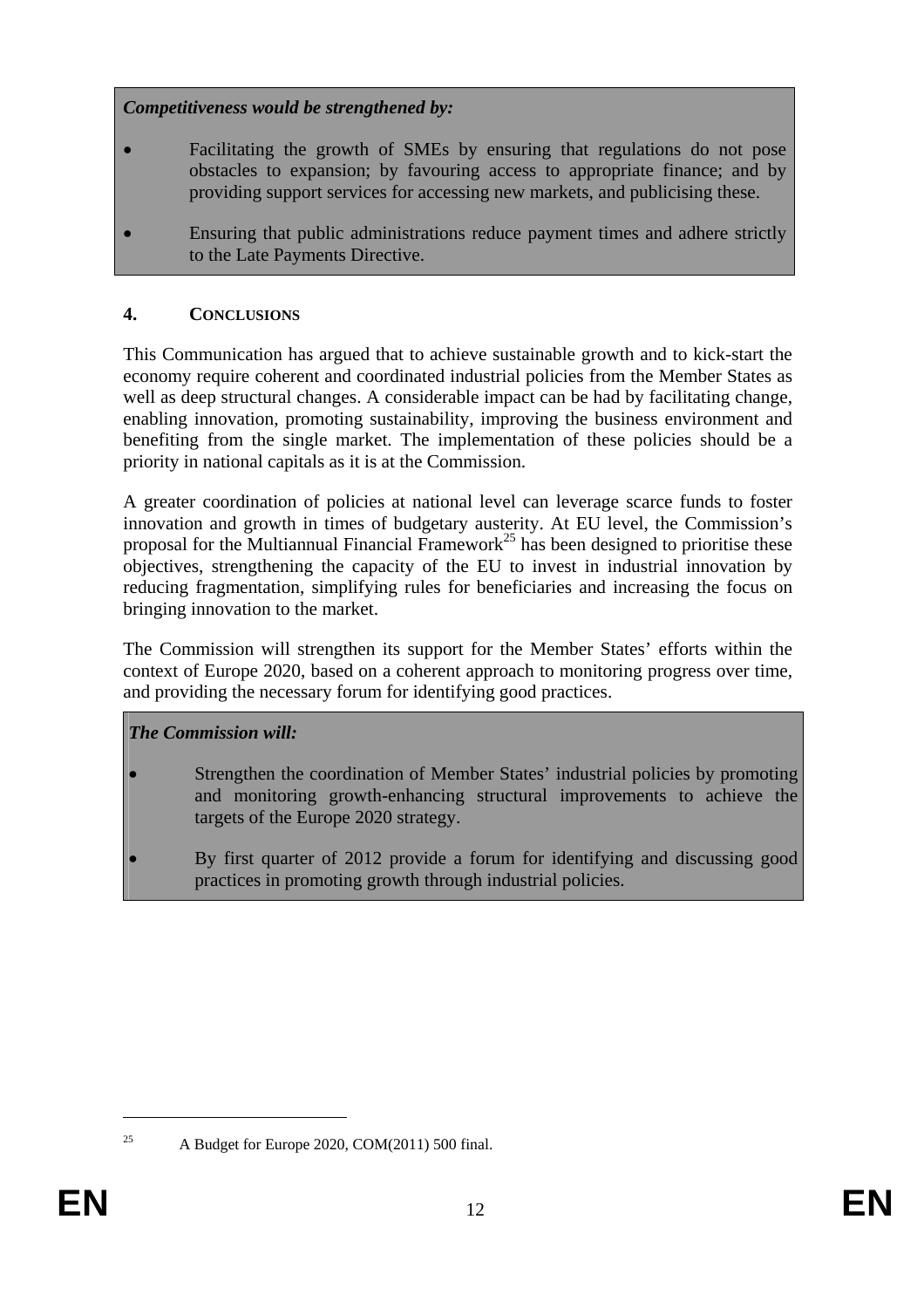***Competitiveness would be strengthened by:***

- Facilitating the growth of SMEs by ensuring that regulations do not pose obstacles to expansion; by favouring access to appropriate finance; and by providing support services for accessing new markets, and publicising these.
- Ensuring that public administrations reduce payment times and adhere strictly to the Late Payments Directive.

## 4. CONCLUSIONS

This Communication has argued that to achieve sustainable growth and to kick-start the economy require coherent and coordinated industrial policies from the Member States as well as deep structural changes. A considerable impact can be had by facilitating change, enabling innovation, promoting sustainability, improving the business environment and benefiting from the single market. The implementation of these policies should be a priority in national capitals as it is at the Commission.

A greater coordination of policies at national level can leverage scarce funds to foster innovation and growth in times of budgetary austerity. At EU level, the Commission's proposal for the Multiannual Financial Framework[25] has been designed to prioritise these objectives, strengthening the capacity of the EU to invest in industrial innovation by reducing fragmentation, simplifying rules for beneficiaries and increasing the focus on bringing innovation to the market.

The Commission will strengthen its support for the Member States' efforts within the context of Europe 2020, based on a coherent approach to monitoring progress over time, and providing the necessary forum for identifying good practices.

***The Commission will:***

- Strengthen the coordination of Member States' industrial policies by promoting and monitoring growth-enhancing structural improvements to achieve the targets of the Europe 2020 strategy.
- By first quarter of 2012 provide a forum for identifying and discussing good practices in promoting growth through industrial policies.

---

[25] A Budget for Europe 2020, COM(2011) 500 final.